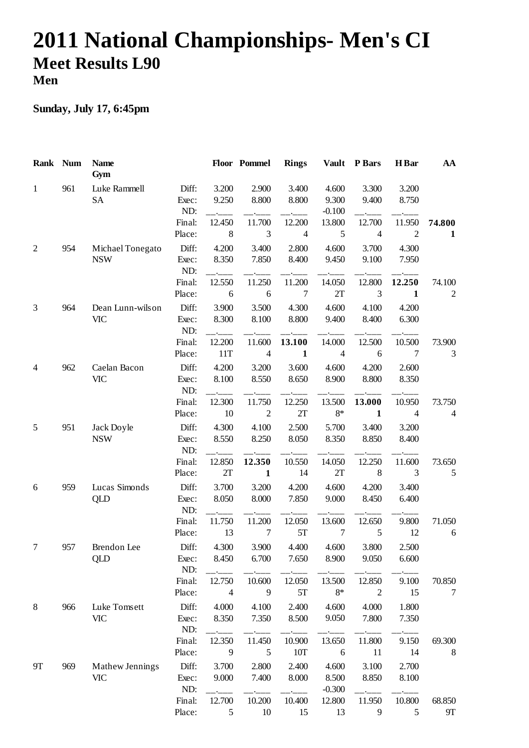# 2011 National Championships- Men's CI

## Meet Results L90

### Men

**Sunday, July 17, 6:45pm**

| Rank | Num | Name / Gym | | Floor | Pommel | Rings | Vault | P Bars | H Bar | AA |
|---|---|---|---|---|---|---|---|---|---|---|
| 1 | 961 | Luke Rammell | Diff: | 3.200 | 2.900 | 3.400 | 4.600 | 3.300 | 3.200 | |
| | | SA | Exec: | 9.250 | 8.800 | 8.800 | 9.300 | 9.400 | 8.750 | |
| | | | ND: | __.___ | __.___ | __.___ | -0.100 | __.___ | __.___ | |
| | | | Final: | 12.450 | 11.700 | 12.200 | 13.800 | 12.700 | 11.950 | **74.800** |
| | | | Place: | 8 | 3 | 4 | 5 | 4 | 2 | **1** |
| 2 | 954 | Michael Tonegato | Diff: | 4.200 | 3.400 | 2.800 | 4.600 | 3.700 | 4.300 | |
| | | NSW | Exec: | 8.350 | 7.850 | 8.400 | 9.450 | 9.100 | 7.950 | |
| | | | ND: | __.___ | __.___ | __.___ | __.___ | __.___ | __.___ | |
| | | | Final: | 12.550 | 11.250 | 11.200 | 14.050 | 12.800 | **12.250** | 74.100 |
| | | | Place: | 6 | 6 | 7 | 2T | 3 | **1** | 2 |
| 3 | 964 | Dean Lunn-wilson | Diff: | 3.900 | 3.500 | 4.300 | 4.600 | 4.100 | 4.200 | |
| | | VIC | Exec: | 8.300 | 8.100 | 8.800 | 9.400 | 8.400 | 6.300 | |
| | | | ND: | __.___ | __.___ | __.___ | __.___ | __.___ | __.___ | |
| | | | Final: | 12.200 | 11.600 | **13.100** | 14.000 | 12.500 | 10.500 | 73.900 |
| | | | Place: | 11T | 4 | **1** | 4 | 6 | 7 | 3 |
| 4 | 962 | Caelan Bacon | Diff: | 4.200 | 3.200 | 3.600 | 4.600 | 4.200 | 2.600 | |
| | | VIC | Exec: | 8.100 | 8.550 | 8.650 | 8.900 | 8.800 | 8.350 | |
| | | | ND: | __.___ | __.___ | __.___ | __.___ | __.___ | __.___ | |
| | | | Final: | 12.300 | 11.750 | 12.250 | 13.500 | **13.000** | 10.950 | 73.750 |
| | | | Place: | 10 | 2 | 2T | 8* | **1** | 4 | 4 |
| 5 | 951 | Jack Doyle | Diff: | 4.300 | 4.100 | 2.500 | 5.700 | 3.400 | 3.200 | |
| | | NSW | Exec: | 8.550 | 8.250 | 8.050 | 8.350 | 8.850 | 8.400 | |
| | | | ND: | __.___ | __.___ | __.___ | __.___ | __.___ | __.___ | |
| | | | Final: | 12.850 | **12.350** | 10.550 | 14.050 | 12.250 | 11.600 | 73.650 |
| | | | Place: | 2T | **1** | 14 | 2T | 8 | 3 | 5 |
| 6 | 959 | Lucas Simonds | Diff: | 3.700 | 3.200 | 4.200 | 4.600 | 4.200 | 3.400 | |
| | | QLD | Exec: | 8.050 | 8.000 | 7.850 | 9.000 | 8.450 | 6.400 | |
| | | | ND: | __.___ | __.___ | __.___ | __.___ | __.___ | __.___ | |
| | | | Final: | 11.750 | 11.200 | 12.050 | 13.600 | 12.650 | 9.800 | 71.050 |
| | | | Place: | 13 | 7 | 5T | 7 | 5 | 12 | 6 |
| 7 | 957 | Brendon Lee | Diff: | 4.300 | 3.900 | 4.400 | 4.600 | 3.800 | 2.500 | |
| | | QLD | Exec: | 8.450 | 6.700 | 7.650 | 8.900 | 9.050 | 6.600 | |
| | | | ND: | __.___ | __.___ | __.___ | __.___ | __.___ | __.___ | |
| | | | Final: | 12.750 | 10.600 | 12.050 | 13.500 | 12.850 | 9.100 | 70.850 |
| | | | Place: | 4 | 9 | 5T | 8* | 2 | 15 | 7 |
| 8 | 966 | Luke Tomsett | Diff: | 4.000 | 4.100 | 2.400 | 4.600 | 4.000 | 1.800 | |
| | | VIC | Exec: | 8.350 | 7.350 | 8.500 | 9.050 | 7.800 | 7.350 | |
| | | | ND: | __.___ | __.___ | __.___ | __.___ | __.___ | __.___ | |
| | | | Final: | 12.350 | 11.450 | 10.900 | 13.650 | 11.800 | 9.150 | 69.300 |
| | | | Place: | 9 | 5 | 10T | 6 | 11 | 14 | 8 |
| 9T | 969 | Mathew Jennings | Diff: | 3.700 | 2.800 | 2.400 | 4.600 | 3.100 | 2.700 | |
| | | VIC | Exec: | 9.000 | 7.400 | 8.000 | 8.500 | 8.850 | 8.100 | |
| | | | ND: | __.___ | __.___ | __.___ | -0.300 | __.___ | __.___ | |
| | | | Final: | 12.700 | 10.200 | 10.400 | 12.800 | 11.950 | 10.800 | 68.850 |
| | | | Place: | 5 | 10 | 15 | 13 | 9 | 5 | 9T |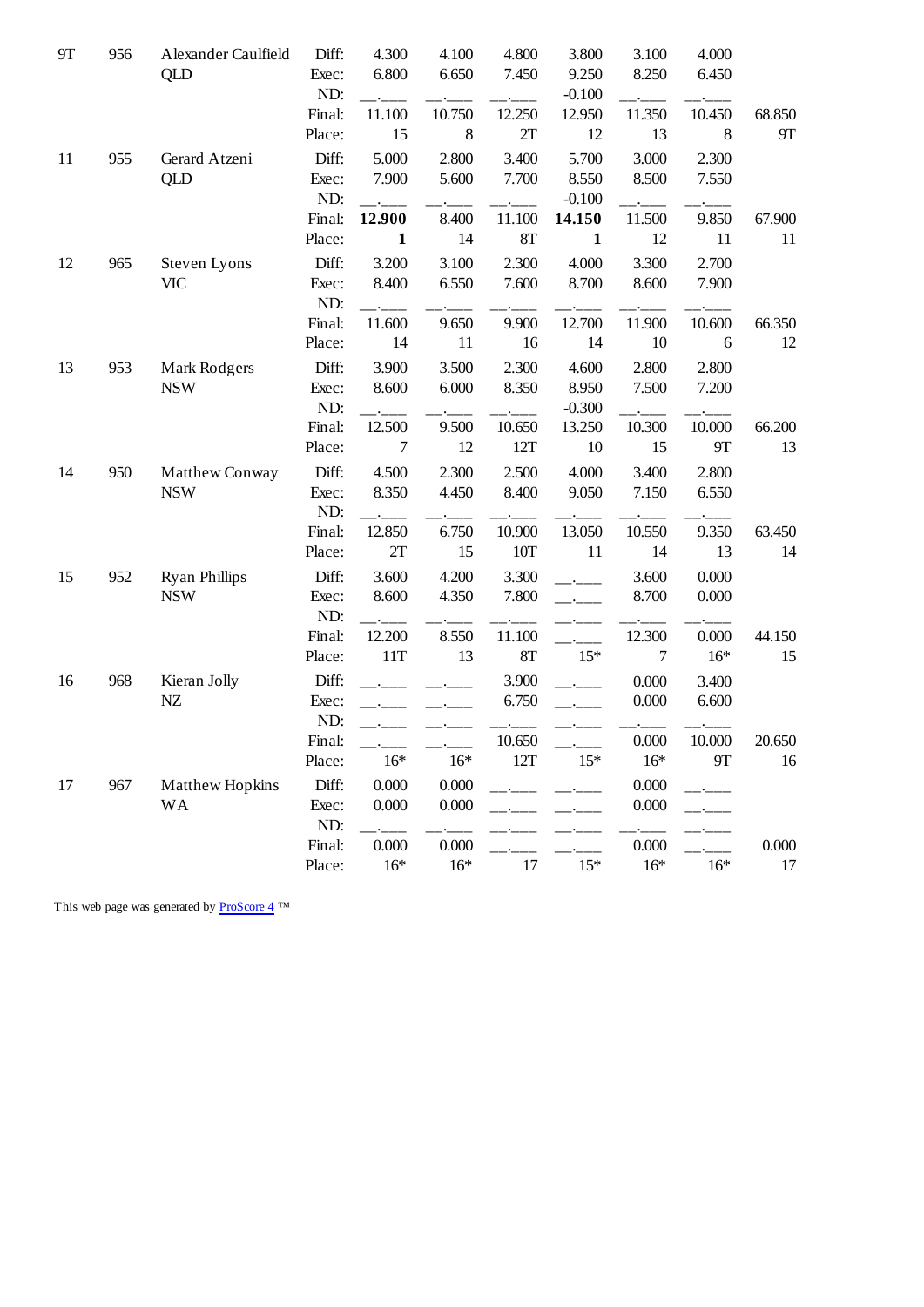| | | | | | | | | | | |
|---|---|---|---|---|---|---|---|---|---|---|
| 9T | 956 | Alexander Caulfield | Diff: | 4.300 | 4.100 | 4.800 | 3.800 | 3.100 | 4.000 | |
| | | QLD | Exec: | 6.800 | 6.650 | 7.450 | 9.250 | 8.250 | 6.450 | |
| | | | ND: | __.___ | __.___ | __.___ | -0.100 | __.___ | __.___ | |
| | | | Final: | 11.100 | 10.750 | 12.250 | 12.950 | 11.350 | 10.450 | 68.850 |
| | | | Place: | 15 | 8 | 2T | 12 | 13 | 8 | 9T |
| 11 | 955 | Gerard Atzeni | Diff: | 5.000 | 2.800 | 3.400 | 5.700 | 3.000 | 2.300 | |
| | | QLD | Exec: | 7.900 | 5.600 | 7.700 | 8.550 | 8.500 | 7.550 | |
| | | | ND: | __.___ | __.___ | __.___ | -0.100 | __.___ | __.___ | |
| | | | Final: | **12.900** | 8.400 | 11.100 | **14.150** | 11.500 | 9.850 | 67.900 |
| | | | Place: | **1** | 14 | 8T | **1** | 12 | 11 | 11 |
| 12 | 965 | Steven Lyons | Diff: | 3.200 | 3.100 | 2.300 | 4.000 | 3.300 | 2.700 | |
| | | VIC | Exec: | 8.400 | 6.550 | 7.600 | 8.700 | 8.600 | 7.900 | |
| | | | ND: | __.___ | __.___ | __.___ | __.___ | __.___ | __.___ | |
| | | | Final: | 11.600 | 9.650 | 9.900 | 12.700 | 11.900 | 10.600 | 66.350 |
| | | | Place: | 14 | 11 | 16 | 14 | 10 | 6 | 12 |
| 13 | 953 | Mark Rodgers | Diff: | 3.900 | 3.500 | 2.300 | 4.600 | 2.800 | 2.800 | |
| | | NSW | Exec: | 8.600 | 6.000 | 8.350 | 8.950 | 7.500 | 7.200 | |
| | | | ND: | __.___ | __.___ | __.___ | -0.300 | __.___ | __.___ | |
| | | | Final: | 12.500 | 9.500 | 10.650 | 13.250 | 10.300 | 10.000 | 66.200 |
| | | | Place: | 7 | 12 | 12T | 10 | 15 | 9T | 13 |
| 14 | 950 | Matthew Conway | Diff: | 4.500 | 2.300 | 2.500 | 4.000 | 3.400 | 2.800 | |
| | | NSW | Exec: | 8.350 | 4.450 | 8.400 | 9.050 | 7.150 | 6.550 | |
| | | | ND: | __.___ | __.___ | __.___ | __.___ | __.___ | __.___ | |
| | | | Final: | 12.850 | 6.750 | 10.900 | 13.050 | 10.550 | 9.350 | 63.450 |
| | | | Place: | 2T | 15 | 10T | 11 | 14 | 13 | 14 |
| 15 | 952 | Ryan Phillips | Diff: | 3.600 | 4.200 | 3.300 | __.___ | 3.600 | 0.000 | |
| | | NSW | Exec: | 8.600 | 4.350 | 7.800 | __.___ | 8.700 | 0.000 | |
| | | | ND: | __.___ | __.___ | __.___ | __.___ | __.___ | __.___ | |
| | | | Final: | 12.200 | 8.550 | 11.100 | __.___ | 12.300 | 0.000 | 44.150 |
| | | | Place: | 11T | 13 | 8T | 15* | 7 | 16* | 15 |
| 16 | 968 | Kieran Jolly | Diff: | __.___ | __.___ | 3.900 | __.___ | 0.000 | 3.400 | |
| | | NZ | Exec: | __.___ | __.___ | 6.750 | __.___ | 0.000 | 6.600 | |
| | | | ND: | __.___ | __.___ | __.___ | __.___ | __.___ | __.___ | |
| | | | Final: | __.___ | __.___ | 10.650 | __.___ | 0.000 | 10.000 | 20.650 |
| | | | Place: | 16* | 16* | 12T | 15* | 16* | 9T | 16 |
| 17 | 967 | Matthew Hopkins | Diff: | 0.000 | 0.000 | __.___ | __.___ | 0.000 | __.___ | |
| | | WA | Exec: | 0.000 | 0.000 | __.___ | __.___ | 0.000 | __.___ | |
| | | | ND: | __.___ | __.___ | __.___ | __.___ | __.___ | __.___ | |
| | | | Final: | 0.000 | 0.000 | __.___ | __.___ | 0.000 | __.___ | 0.000 |
| | | | Place: | 16* | 16* | 17 | 15* | 16* | 16* | 17 |

This web page was generated by ProScore 4 ™